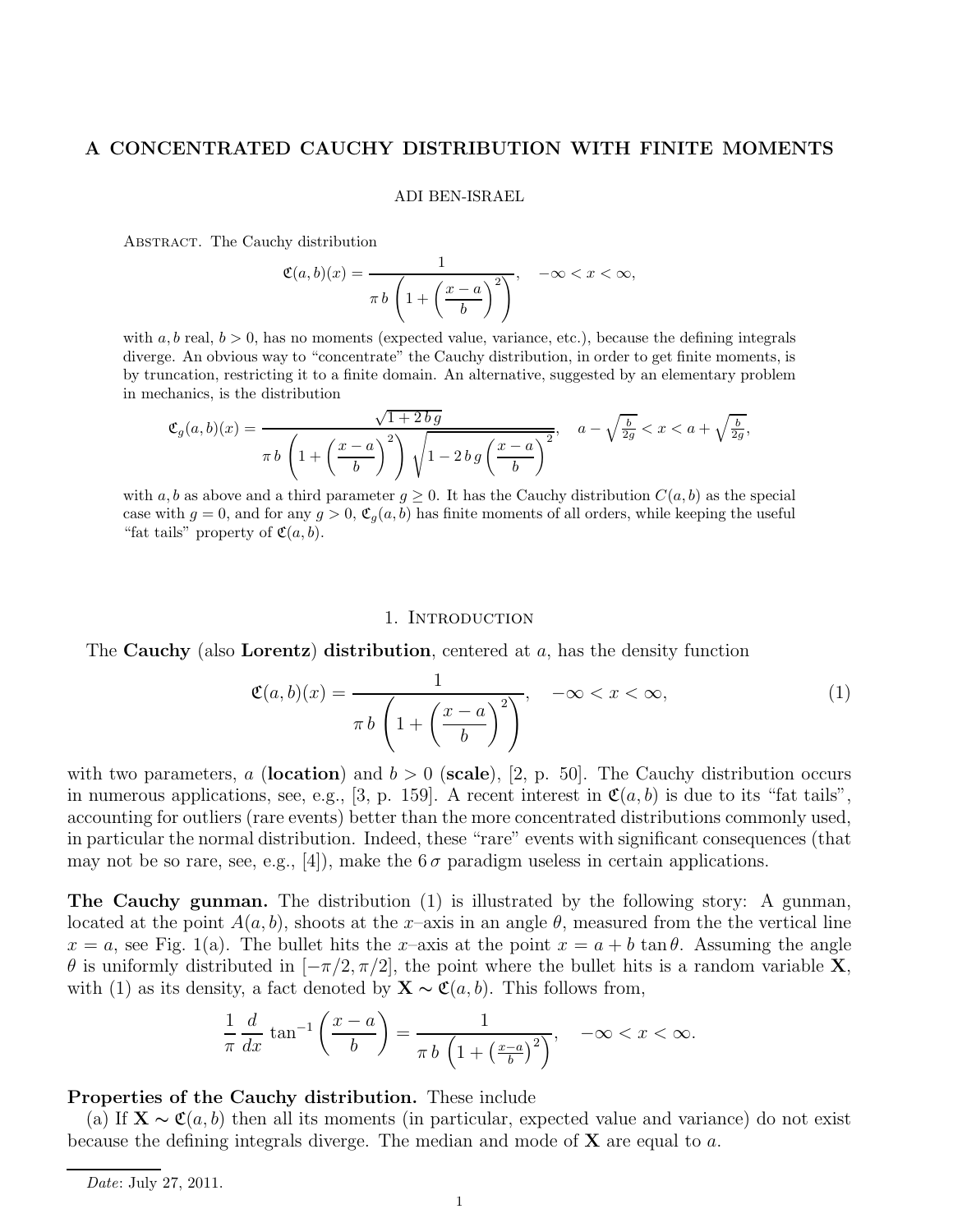# A CONCENTRATED CAUCHY DISTRIBUTION WITH FINITE MOMENTS

ADI BEN-ISRAEL

Abstract. The Cauchy distribution

$$\mathfrak{C}(a,b)(x) = \frac{1}{\pi\, b\left(1 + \left(\dfrac{x-a}{b}\right)^2\right)}, \quad -\infty < x < \infty,$$

with $a, b$ real, $b > 0$, has no moments (expected value, variance, etc.), because the defining integrals diverge. An obvious way to "concentrate" the Cauchy distribution, in order to get finite moments, is by truncation, restricting it to a finite domain. An alternative, suggested by an elementary problem in mechanics, is the distribution

$$\mathfrak{C}_g(a,b)(x) = \frac{\sqrt{1+2\,b\,g}}{\pi\, b\left(1 + \left(\dfrac{x-a}{b}\right)^2\right)\sqrt{1 - 2\,b\,g\left(\dfrac{x-a}{b}\right)^2}}, \quad a - \sqrt{\tfrac{b}{2g}} < x < a + \sqrt{\tfrac{b}{2g}},$$

with $a, b$ as above and a third parameter $g \geq 0$. It has the Cauchy distribution $C(a,b)$ as the special case with $g = 0$, and for any $g > 0$, $\mathfrak{C}_g(a,b)$ has finite moments of all orders, while keeping the useful "fat tails" property of $\mathfrak{C}(a,b)$.

## 1. Introduction

The **Cauchy** (also **Lorentz**) **distribution**, centered at $a$, has the density function

$$\mathfrak{C}(a,b)(x) = \frac{1}{\pi\, b\left(1 + \left(\dfrac{x-a}{b}\right)^2\right)}, \quad -\infty < x < \infty, \tag{1}$$

with two parameters, $a$ (**location**) and $b > 0$ (**scale**), [2, p. 50]. The Cauchy distribution occurs in numerous applications, see, e.g., [3, p. 159]. A recent interest in $\mathfrak{C}(a,b)$ is due to its "fat tails", accounting for outliers (rare events) better than the more concentrated distributions commonly used, in particular the normal distribution. Indeed, these "rare" events with significant consequences (that may not be so rare, see, e.g., [4]), make the $6\,\sigma$ paradigm useless in certain applications.

**The Cauchy gunman.** The distribution (1) is illustrated by the following story: A gunman, located at the point $A(a,b)$, shoots at the $x$–axis in an angle $\theta$, measured from the the vertical line $x = a$, see Fig. 1(a). The bullet hits the $x$–axis at the point $x = a + b\tan\theta$. Assuming the angle $\theta$ is uniformly distributed in $[-\pi/2, \pi/2]$, the point where the bullet hits is a random variable $\mathbf{X}$, with (1) as its density, a fact denoted by $\mathbf{X} \sim \mathfrak{C}(a,b)$. This follows from,

$$\frac{1}{\pi}\frac{d}{dx}\tan^{-1}\left(\frac{x-a}{b}\right) = \frac{1}{\pi\, b\left(1 + \left(\frac{x-a}{b}\right)^2\right)}, \quad -\infty < x < \infty.$$

**Properties of the Cauchy distribution.** These include

(a) If $\mathbf{X} \sim \mathfrak{C}(a,b)$ then all its moments (in particular, expected value and variance) do not exist because the defining integrals diverge. The median and mode of $\mathbf{X}$ are equal to $a$.

*Date*: July 27, 2011.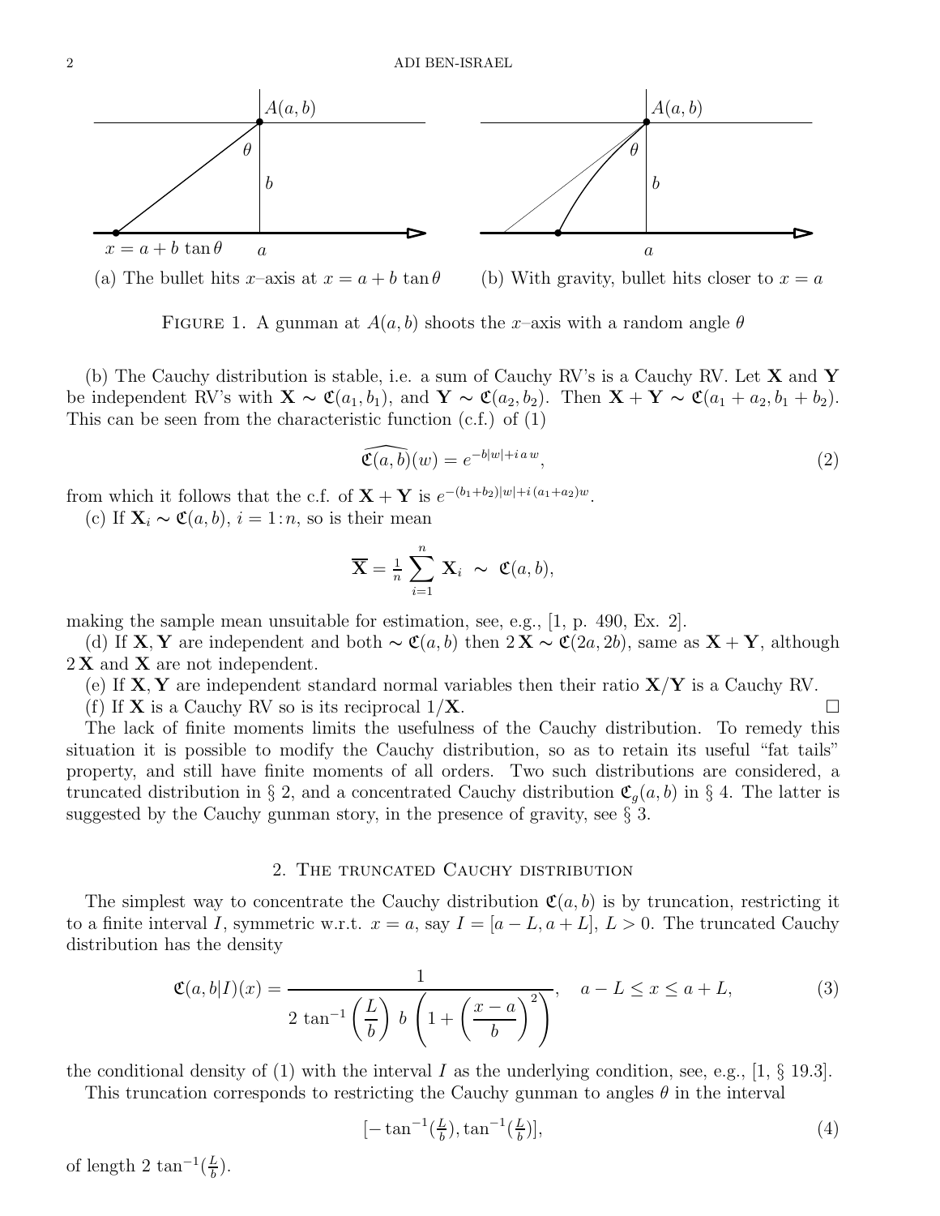(a) The bullet hits $x$–axis at $x = a + b\,\tan\theta$  (b) With gravity, bullet hits closer to $x = a$

FIGURE 1. A gunman at $A(a, b)$ shoots the $x$–axis with a random angle $\theta$

(b) The Cauchy distribution is stable, i.e. a sum of Cauchy RV's is a Cauchy RV. Let $\mathbf{X}$ and $\mathbf{Y}$ be independent RV's with $\mathbf{X} \sim \mathfrak{C}(a_1, b_1)$, and $\mathbf{Y} \sim \mathfrak{C}(a_2, b_2)$. Then $\mathbf{X} + \mathbf{Y} \sim \mathfrak{C}(a_1 + a_2, b_1 + b_2)$. This can be seen from the characteristic function (c.f.) of (1)

$$\widehat{\mathfrak{C}(a,b)}(w) = e^{-b|w| + i\,a\,w}, \tag{2}$$

from which it follows that the c.f. of $\mathbf{X} + \mathbf{Y}$ is $e^{-(b_1+b_2)|w| + i\,(a_1+a_2)w}$.

(c) If $\mathbf{X}_i \sim \mathfrak{C}(a, b)$, $i = 1\!:\!n$, so is their mean

$$\overline{\mathbf{X}} = \tfrac{1}{n} \sum_{i=1}^{n} \mathbf{X}_i \;\sim\; \mathfrak{C}(a, b),$$

making the sample mean unsuitable for estimation, see, e.g., [1, p. 490, Ex. 2].

(d) If $\mathbf{X}, \mathbf{Y}$ are independent and both $\sim \mathfrak{C}(a, b)$ then $2\,\mathbf{X} \sim \mathfrak{C}(2a, 2b)$, same as $\mathbf{X} + \mathbf{Y}$, although $2\,\mathbf{X}$ and $\mathbf{X}$ are not independent.

(e) If $\mathbf{X}, \mathbf{Y}$ are independent standard normal variables then their ratio $\mathbf{X}/\mathbf{Y}$ is a Cauchy RV.

(f) If $\mathbf{X}$ is a Cauchy RV so is its reciprocal $1/\mathbf{X}$. □

The lack of finite moments limits the usefulness of the Cauchy distribution. To remedy this situation it is possible to modify the Cauchy distribution, so as to retain its useful "fat tails" property, and still have finite moments of all orders. Two such distributions are considered, a truncated distribution in § 2, and a concentrated Cauchy distribution $\mathfrak{C}_g(a, b)$ in § 4. The latter is suggested by the Cauchy gunman story, in the presence of gravity, see § 3.

## 2. The truncated Cauchy distribution

The simplest way to concentrate the Cauchy distribution $\mathfrak{C}(a, b)$ is by truncation, restricting it to a finite interval $I$, symmetric w.r.t. $x = a$, say $I = [a - L, a + L]$, $L > 0$. The truncated Cauchy distribution has the density

$$\mathfrak{C}(a, b|I)(x) = \frac{1}{2\,\tan^{-1}\left(\dfrac{L}{b}\right)\, b\, \left(1 + \left(\dfrac{x-a}{b}\right)^2\right)}, \quad a - L \le x \le a + L, \tag{3}$$

the conditional density of (1) with the interval $I$ as the underlying condition, see, e.g., [1, § 19.3].

This truncation corresponds to restricting the Cauchy gunman to angles $\theta$ in the interval

$$[-\tan^{-1}(\tfrac{L}{b}), \tan^{-1}(\tfrac{L}{b})], \tag{4}$$

of length $2\,\tan^{-1}(\frac{L}{b})$.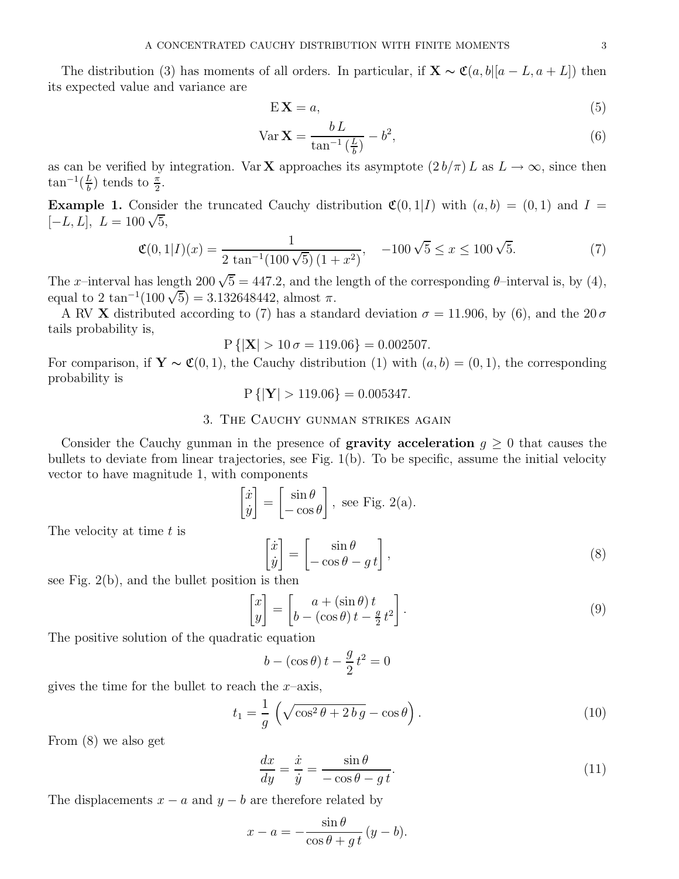The distribution (3) has moments of all orders. In particular, if $\mathbf{X} \sim \mathfrak{C}(a, b|[a-L, a+L])$ then its expected value and variance are

$$\mathrm{E}\,\mathbf{X} = a, \tag{5}$$

$$\mathrm{Var}\,\mathbf{X} = \frac{b\,L}{\tan^{-1}\left(\frac{L}{b}\right)} - b^2, \tag{6}$$

as can be verified by integration. $\mathrm{Var}\,\mathbf{X}$ approaches its asymptote $(2\,b/\pi)\,L$ as $L \to \infty$, since then $\tan^{-1}(\frac{L}{b})$ tends to $\frac{\pi}{2}$.

**Example 1.** Consider the truncated Cauchy distribution $\mathfrak{C}(0, 1|I)$ with $(a, b) = (0, 1)$ and $I = [-L, L],\ L = 100\sqrt{5}$,

$$\mathfrak{C}(0, 1|I)(x) = \frac{1}{2\,\tan^{-1}(100\sqrt{5})\,(1+x^2)}, \quad -100\sqrt{5} \le x \le 100\sqrt{5}. \tag{7}$$

The $x$–interval has length $200\sqrt{5} = 447.2$, and the length of the corresponding $\theta$–interval is, by (4), equal to $2\,\tan^{-1}(100\sqrt{5}) = 3.132648442$, almost $\pi$.

A RV $\mathbf{X}$ distributed according to (7) has a standard deviation $\sigma = 11.906$, by (6), and the $20\,\sigma$ tails probability is,

$$\mathrm{P}\left\{|\mathbf{X}| > 10\,\sigma = 119.06\right\} = 0.002507.$$

For comparison, if $\mathbf{Y} \sim \mathfrak{C}(0, 1)$, the Cauchy distribution (1) with $(a, b) = (0, 1)$, the corresponding probability is

$$\mathrm{P}\left\{|\mathbf{Y}| > 119.06\right\} = 0.005347.$$

## 3. The Cauchy gunman strikes again

Consider the Cauchy gunman in the presence of **gravity acceleration** $g \ge 0$ that causes the bullets to deviate from linear trajectories, see Fig. 1(b). To be specific, assume the initial velocity vector to have magnitude 1, with components

$$\begin{bmatrix} \dot{x} \\ \dot{y} \end{bmatrix} = \begin{bmatrix} \sin\theta \\ -\cos\theta \end{bmatrix}, \text{ see Fig. 2(a).}$$

The velocity at time $t$ is

$$\begin{bmatrix} \dot{x} \\ \dot{y} \end{bmatrix} = \begin{bmatrix} \sin\theta \\ -\cos\theta - g\,t \end{bmatrix}, \tag{8}$$

see Fig. 2(b), and the bullet position is then

$$\begin{bmatrix} x \\ y \end{bmatrix} = \begin{bmatrix} a + (\sin\theta)\,t \\ b - (\cos\theta)\,t - \frac{g}{2}\,t^2 \end{bmatrix}. \tag{9}$$

The positive solution of the quadratic equation

$$b - (\cos\theta)\,t - \frac{g}{2}\,t^2 = 0$$

gives the time for the bullet to reach the $x$–axis,

$$t_1 = \frac{1}{g}\left(\sqrt{\cos^2\theta + 2\,b\,g} - \cos\theta\right). \tag{10}$$

From (8) we also get

$$\frac{dx}{dy} = \frac{\dot{x}}{\dot{y}} = \frac{\sin\theta}{-\cos\theta - g\,t}. \tag{11}$$

The displacements $x - a$ and $y - b$ are therefore related by

$$x - a = -\frac{\sin\theta}{\cos\theta + g\,t}\,(y - b).$$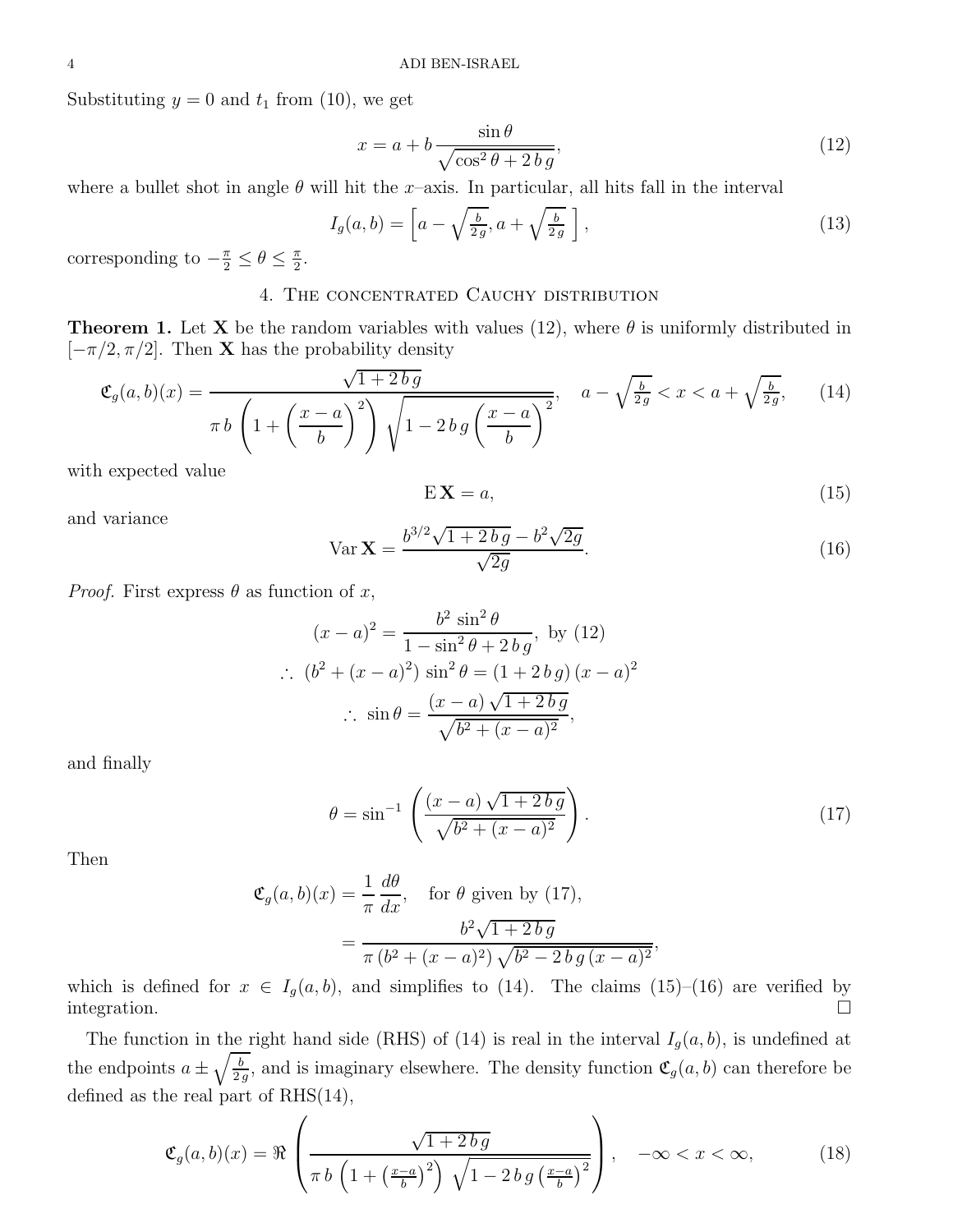Substituting $y = 0$ and $t_1$ from (10), we get

$$x = a + b \, \frac{\sin \theta}{\sqrt{\cos^2 \theta + 2 \, b \, g}}, \tag{12}$$

where a bullet shot in angle $\theta$ will hit the $x$–axis. In particular, all hits fall in the interval

$$I_g(a, b) = \left[ a - \sqrt{\tfrac{b}{2\,g}}, a + \sqrt{\tfrac{b}{2\,g}} \ \right], \tag{13}$$

corresponding to $-\frac{\pi}{2} \leq \theta \leq \frac{\pi}{2}$.

## 4. The concentrated Cauchy distribution

**Theorem 1.** Let $\mathbf{X}$ be the random variables with values (12), where $\theta$ is uniformly distributed in $[-\pi/2, \pi/2]$. Then $\mathbf{X}$ has the probability density

$$\mathfrak{C}_g(a, b)(x) = \frac{\sqrt{1 + 2\,b\,g}}{\pi \, b \left( 1 + \left( \dfrac{x-a}{b} \right)^2 \right) \sqrt{1 - 2\,b\,g \left( \dfrac{x-a}{b} \right)^2}}, \quad a - \sqrt{\tfrac{b}{2\,g}} < x < a + \sqrt{\tfrac{b}{2\,g}}, \tag{14}$$

with expected value

$$\mathrm{E}\,\mathbf{X} = a, \tag{15}$$

and variance

$$\mathrm{Var}\,\mathbf{X} = \frac{b^{3/2}\sqrt{1 + 2\,b\,g} - b^2\sqrt{2g}}{\sqrt{2g}}. \tag{16}$$

*Proof.* First express $\theta$ as function of $x$,

$$(x-a)^2 = \frac{b^2 \, \sin^2 \theta}{1 - \sin^2 \theta + 2\,b\,g}, \text{ by (12)}$$

$$\therefore \ (b^2 + (x-a)^2) \, \sin^2 \theta = (1 + 2\,b\,g)\,(x-a)^2$$

$$\therefore \ \sin \theta = \frac{(x-a)\sqrt{1 + 2\,b\,g}}{\sqrt{b^2 + (x-a)^2}},$$

and finally

$$\theta = \sin^{-1} \left( \frac{(x-a)\sqrt{1 + 2\,b\,g}}{\sqrt{b^2 + (x-a)^2}} \right). \tag{17}$$

Then

$$\begin{aligned} \mathfrak{C}_g(a, b)(x) &= \frac{1}{\pi} \, \frac{d\theta}{dx}, \quad \text{for } \theta \text{ given by (17)}, \\ &= \frac{b^2 \sqrt{1 + 2\,b\,g}}{\pi \, (b^2 + (x-a)^2) \sqrt{b^2 - 2\,b\,g\,(x-a)^2}}, \end{aligned}$$

which is defined for $x \in I_g(a, b)$, and simplifies to (14). The claims (15)–(16) are verified by integration. $\square$

The function in the right hand side (RHS) of (14) is real in the interval $I_g(a, b)$, is undefined at the endpoints $a \pm \sqrt{\frac{b}{2\,g}}$, and is imaginary elsewhere. The density function $\mathfrak{C}_g(a, b)$ can therefore be defined as the real part of RHS(14),

$$\mathfrak{C}_g(a, b)(x) = \Re \left( \frac{\sqrt{1 + 2\,b\,g}}{\pi \, b \left( 1 + \left( \frac{x-a}{b} \right)^2 \right) \sqrt{1 - 2\,b\,g \left( \frac{x-a}{b} \right)^2}} \right), \quad -\infty < x < \infty, \tag{18}$$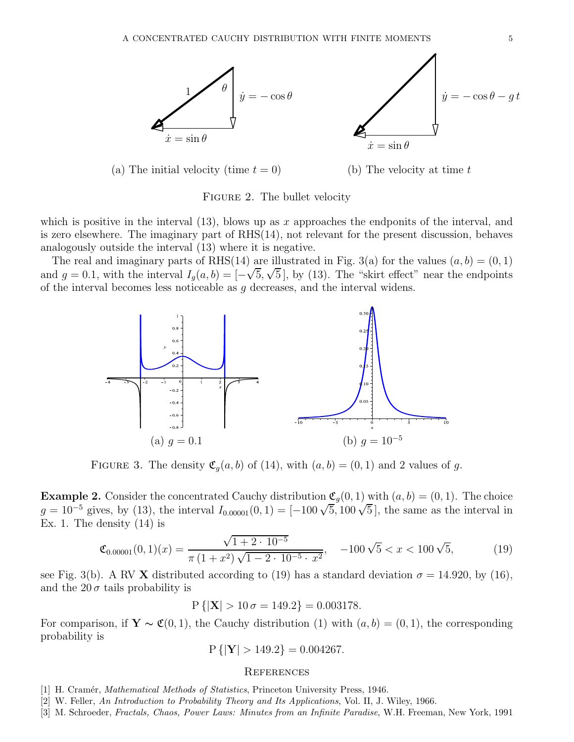(a) The initial velocity (time $t = 0$)

(b) The velocity at time $t$

FIGURE 2. The bullet velocity

which is positive in the interval (13), blows up as $x$ approaches the endponits of the interval, and is zero elsewhere. The imaginary part of RHS(14), not relevant for the present discussion, behaves analogously outside the interval (13) where it is negative.

The real and imaginary parts of RHS(14) are illustrated in Fig. 3(a) for the values $(a, b) = (0, 1)$ and $g = 0.1$, with the interval $I_g(a, b) = [-\sqrt{5}, \sqrt{5}\,]$, by (13). The "skirt effect" near the endpoints of the interval becomes less noticeable as $g$ decreases, and the interval widens.

(a) $g = 0.1$

(b) $g = 10^{-5}$

FIGURE 3. The density $\mathfrak{C}_g(a, b)$ of (14), with $(a, b) = (0, 1)$ and 2 values of $g$.

**Example 2.** Consider the concentrated Cauchy distribution $\mathfrak{C}_g(0, 1)$ with $(a, b) = (0, 1)$. The choice $g = 10^{-5}$ gives, by (13), the interval $I_{0.00001}(0, 1) = [-100\sqrt{5}, 100\sqrt{5}\,]$, the same as the interval in Ex. 1. The density (14) is

$$\mathfrak{C}_{0.00001}(0,1)(x) = \frac{\sqrt{1 + 2 \cdot 10^{-5}}}{\pi\,(1 + x^2)\,\sqrt{1 - 2 \cdot 10^{-5} \cdot x^2}}, \quad -100\sqrt{5} < x < 100\sqrt{5}, \tag{19}$$

see Fig. 3(b). A RV $\mathbf{X}$ distributed according to (19) has a standard deviation $\sigma = 14.920$, by (16), and the $20\,\sigma$ tails probability is

$$\mathrm{P}\left\{|\mathbf{X}| > 10\,\sigma = 149.2\right\} = 0.003178.$$

For comparison, if $\mathbf{Y} \sim \mathfrak{C}(0, 1)$, the Cauchy distribution (1) with $(a, b) = (0, 1)$, the corresponding probability is

$$\mathrm{P}\left\{|\mathbf{Y}| > 149.2\right\} = 0.004267.$$

## REFERENCES

[1] H. Cramér, *Mathematical Methods of Statistics*, Princeton University Press, 1946.

[2] W. Feller, *An Introduction to Probability Theory and Its Applications*, Vol. II, J. Wiley, 1966.

[3] M. Schroeder, *Fractals, Chaos, Power Laws: Minutes from an Infinite Paradise*, W.H. Freeman, New York, 1991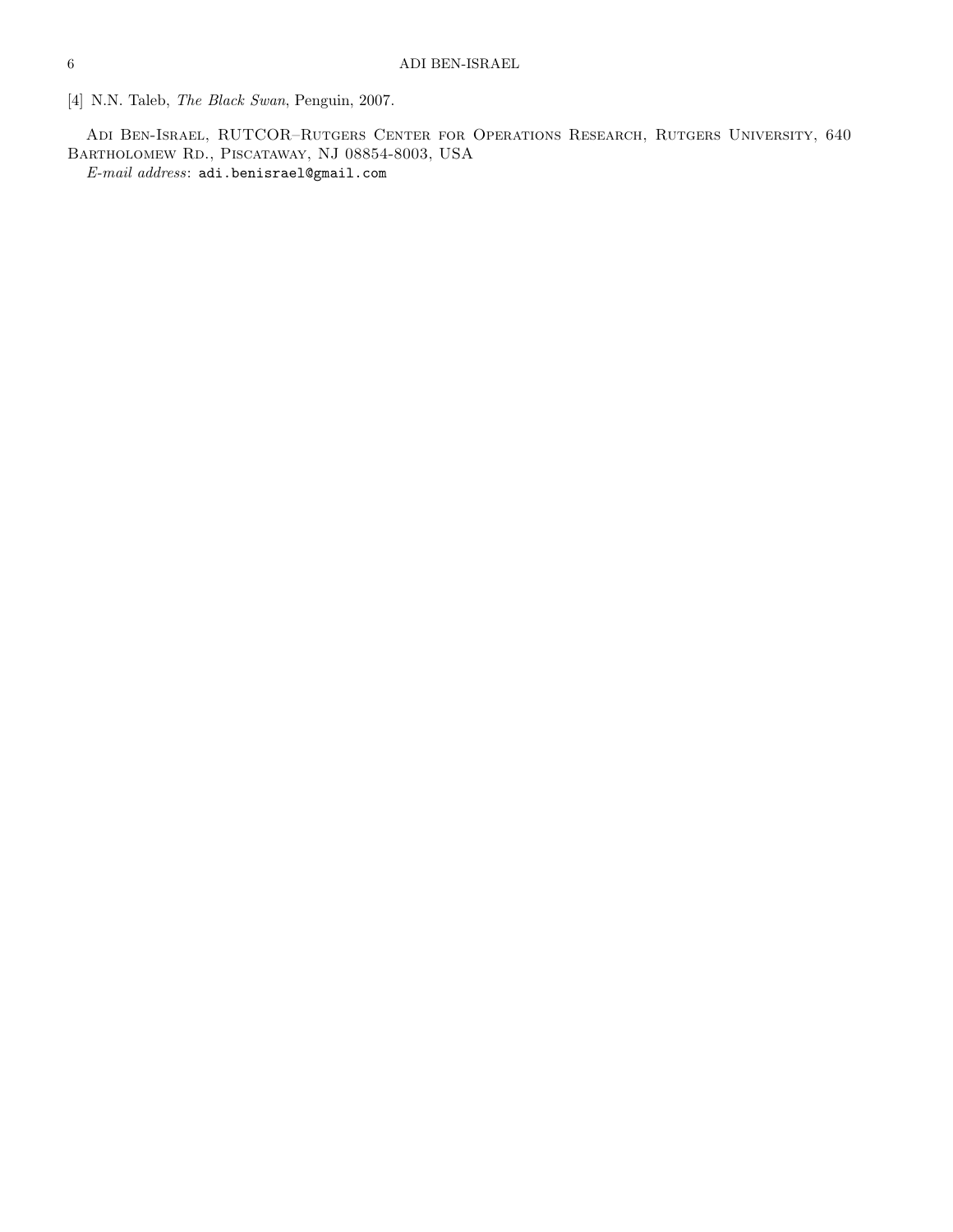[4] N.N. Taleb, *The Black Swan*, Penguin, 2007.

Adi Ben-Israel, RUTCOR–Rutgers Center for Operations Research, Rutgers University, 640 Bartholomew Rd., Piscataway, NJ 08854-8003, USA

*E-mail address*: adi.benisrael@gmail.com